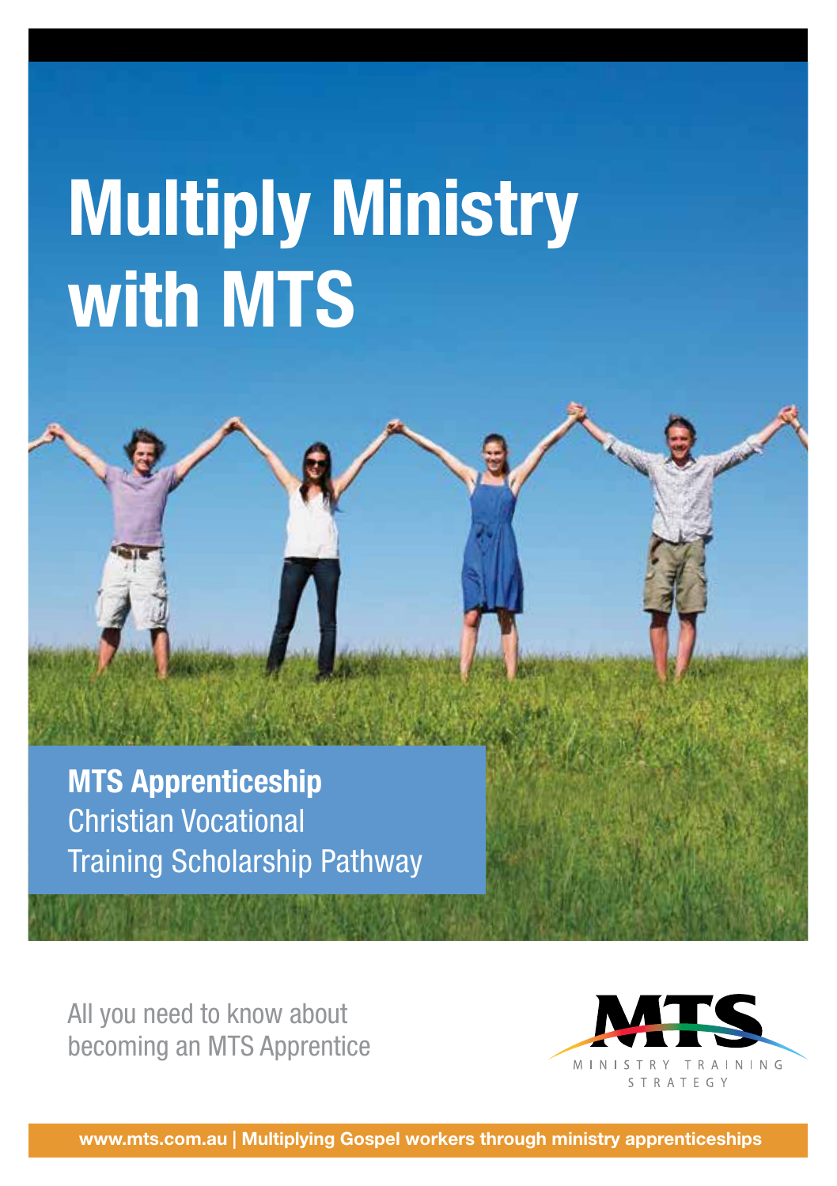# Multiply Ministry with MTS

**MTS Apprenticeship**
Christian Vocational
Training Scholarship Pathway

All you need to know about becoming an MTS Apprentice

MTS
MINISTRY TRAINING STRATEGY

**www.mts.com.au | Multiplying Gospel workers through ministry apprenticeships**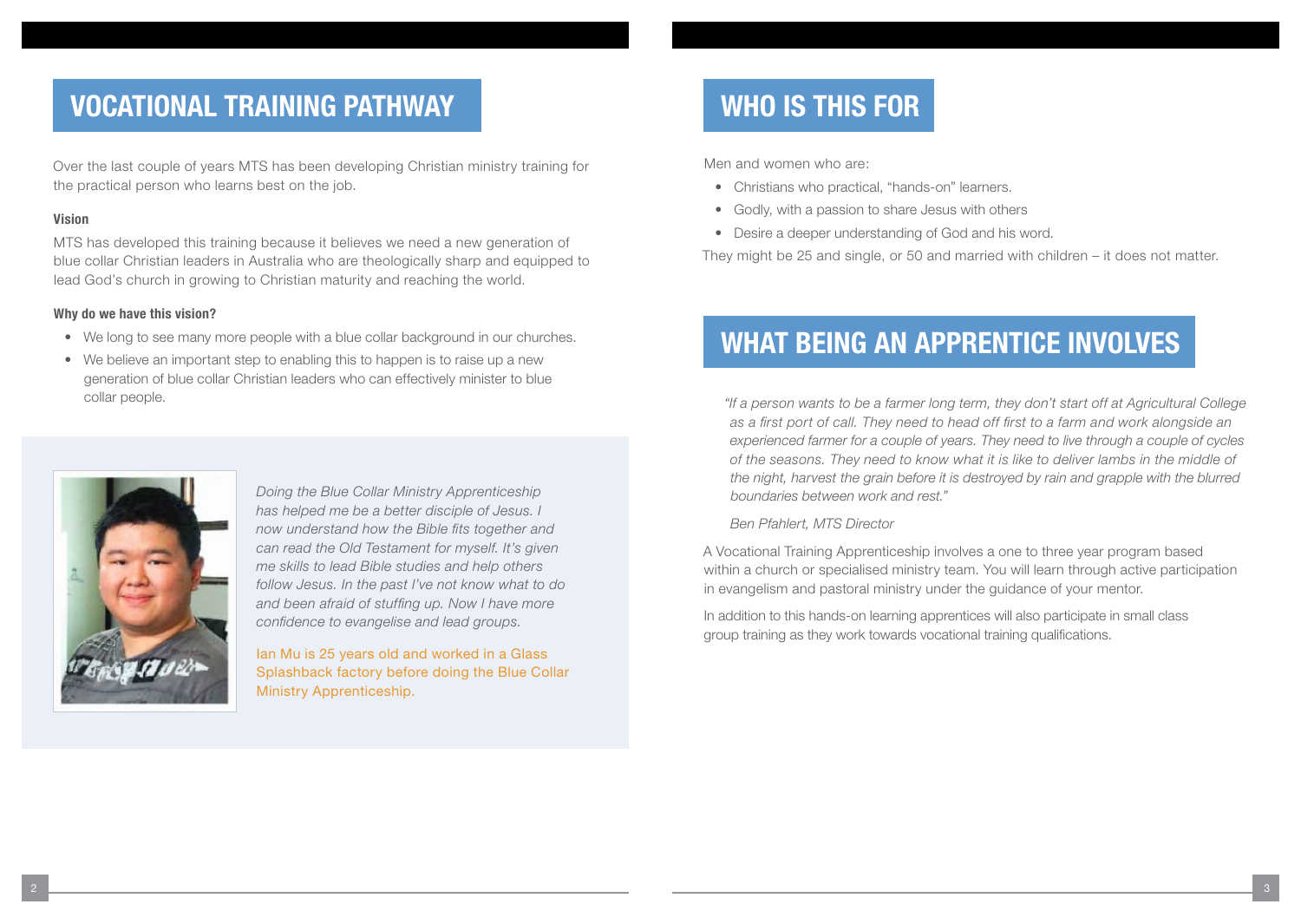## VOCATIONAL TRAINING PATHWAY

Over the last couple of years MTS has been developing Christian ministry training for the practical person who learns best on the job.

**Vision**

MTS has developed this training because it believes we need a new generation of blue collar Christian leaders in Australia who are theologically sharp and equipped to lead God's church in growing to Christian maturity and reaching the world.

**Why do we have this vision?**

- We long to see many more people with a blue collar background in our churches.
- We believe an important step to enabling this to happen is to raise up a new generation of blue collar Christian leaders who can effectively minister to blue collar people.

*Doing the Blue Collar Ministry Apprenticeship has helped me be a better disciple of Jesus. I now understand how the Bible fits together and can read the Old Testament for myself. It's given me skills to lead Bible studies and help others follow Jesus. In the past I've not know what to do and been afraid of stuffing up. Now I have more confidence to evangelise and lead groups.*

Ian Mu is 25 years old and worked in a Glass Splashback factory before doing the Blue Collar Ministry Apprenticeship.

## WHO IS THIS FOR

Men and women who are:

- Christians who practical, "hands-on" learners.
- Godly, with a passion to share Jesus with others
- Desire a deeper understanding of God and his word.

They might be 25 and single, or 50 and married with children – it does not matter.

## WHAT BEING AN APPRENTICE INVOLVES

*"If a person wants to be a farmer long term, they don't start off at Agricultural College as a first port of call. They need to head off first to a farm and work alongside an experienced farmer for a couple of years. They need to live through a couple of cycles of the seasons. They need to know what it is like to deliver lambs in the middle of the night, harvest the grain before it is destroyed by rain and grapple with the blurred boundaries between work and rest."*

*Ben Pfahlert, MTS Director*

A Vocational Training Apprenticeship involves a one to three year program based within a church or specialised ministry team. You will learn through active participation in evangelism and pastoral ministry under the guidance of your mentor.

In addition to this hands-on learning apprentices will also participate in small class group training as they work towards vocational training qualifications.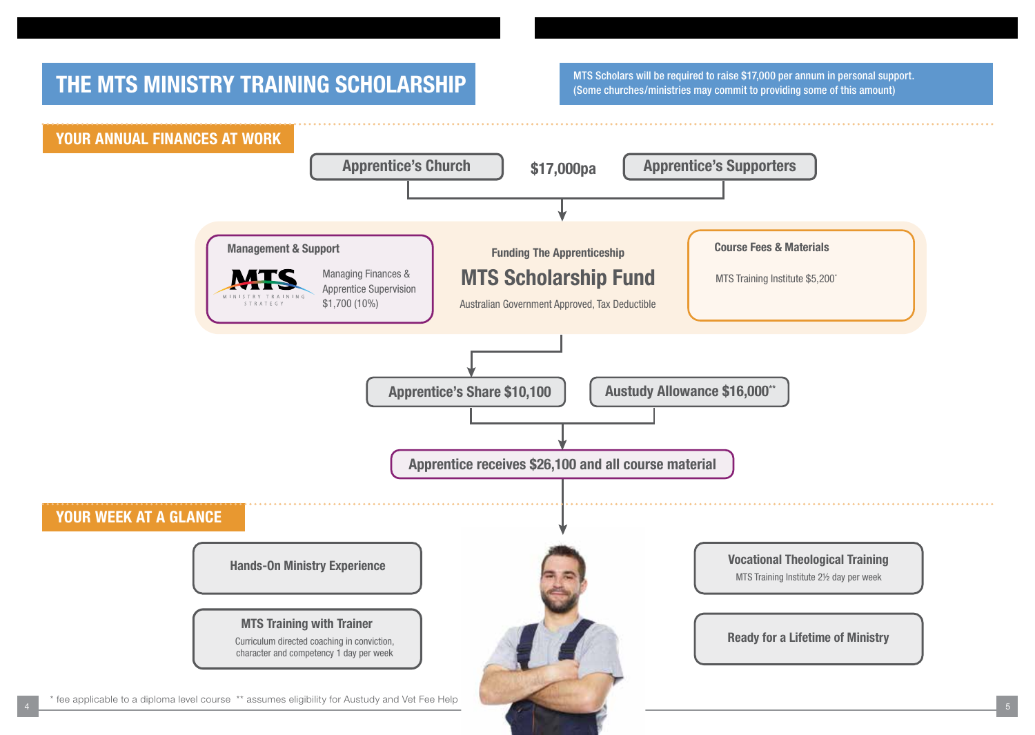# THE MTS MINISTRY TRAINING SCHOLARSHIP

MTS Scholars will be required to raise $17,000 per annum in personal support.
(Some churches/ministries may commit to providing some of this amount)

## YOUR ANNUAL FINANCES AT WORK

**Apprentice's Church** — **$17,000pa** — **Apprentice's Supporters**

**Management & Support**

MTS Ministry Training Strategy

Managing Finances & Apprentice Supervision $1,700 (10%)

**Funding The Apprenticeship**

## MTS Scholarship Fund

Australian Government Approved, Tax Deductible

**Course Fees & Materials**

MTS Training Institute $5,200*

**Apprentice's Share $10,100**

**Austudy Allowance $16,000****

**Apprentice receives $26,100 and all course material**

## YOUR WEEK AT A GLANCE

**Hands-On Ministry Experience**

**MTS Training with Trainer**
Curriculum directed coaching in conviction, character and competency 1 day per week

**Vocational Theological Training**
MTS Training Institute 2½ day per week

**Ready for a Lifetime of Ministry**

\* fee applicable to a diploma level course ** assumes eligibility for Austudy and Vet Fee Help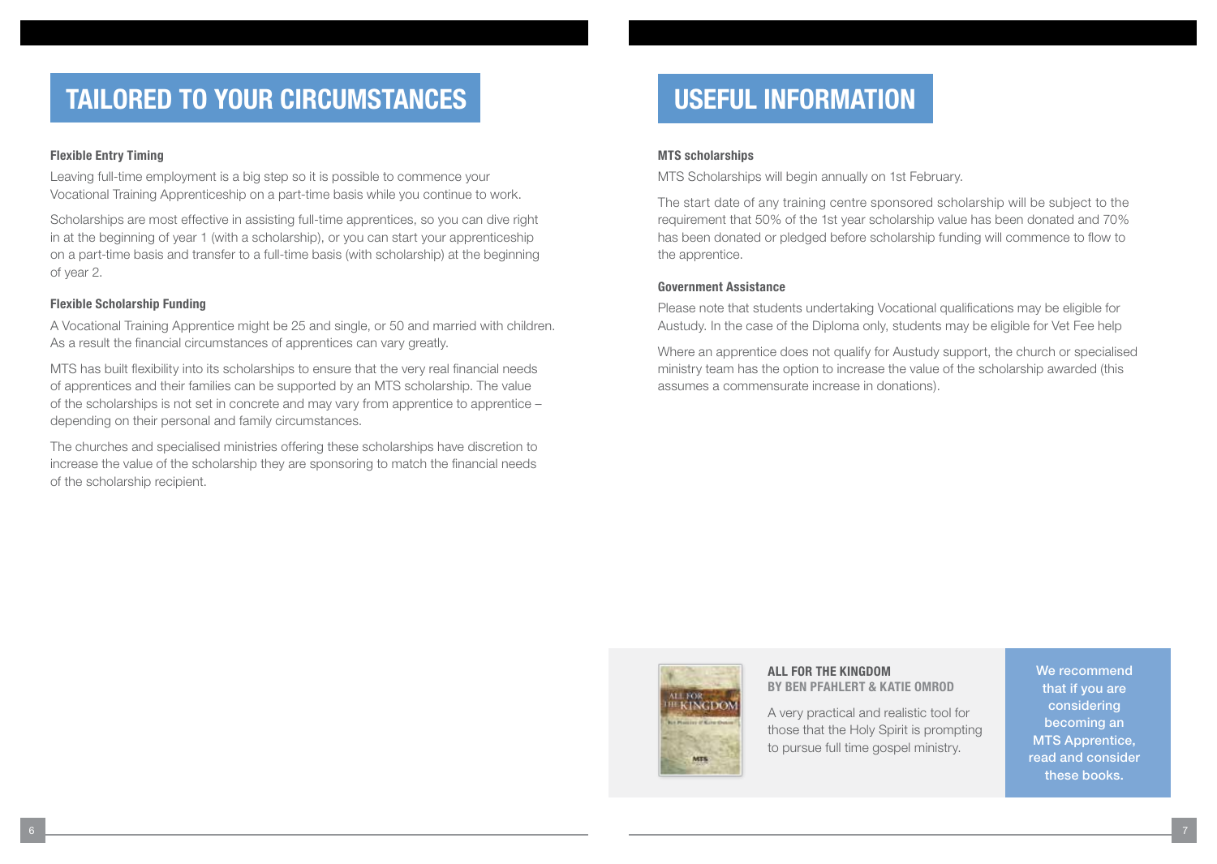## TAILORED TO YOUR CIRCUMSTANCES

### Flexible Entry Timing

Leaving full-time employment is a big step so it is possible to commence your Vocational Training Apprenticeship on a part-time basis while you continue to work.

Scholarships are most effective in assisting full-time apprentices, so you can dive right in at the beginning of year 1 (with a scholarship), or you can start your apprenticeship on a part-time basis and transfer to a full-time basis (with scholarship) at the beginning of year 2.

### Flexible Scholarship Funding

A Vocational Training Apprentice might be 25 and single, or 50 and married with children. As a result the financial circumstances of apprentices can vary greatly.

MTS has built flexibility into its scholarships to ensure that the very real financial needs of apprentices and their families can be supported by an MTS scholarship. The value of the scholarships is not set in concrete and may vary from apprentice to apprentice – depending on their personal and family circumstances.

The churches and specialised ministries offering these scholarships have discretion to increase the value of the scholarship they are sponsoring to match the financial needs of the scholarship recipient.

## USEFUL INFORMATION

### MTS scholarships

MTS Scholarships will begin annually on 1st February.

The start date of any training centre sponsored scholarship will be subject to the requirement that 50% of the 1st year scholarship value has been donated and 70% has been donated or pledged before scholarship funding will commence to flow to the apprentice.

### Government Assistance

Please note that students undertaking Vocational qualifications may be eligible for Austudy. In the case of the Diploma only, students may be eligible for Vet Fee help

Where an apprentice does not qualify for Austudy support, the church or specialised ministry team has the option to increase the value of the scholarship awarded (this assumes a commensurate increase in donations).

**ALL FOR THE KINGDOM**
**BY BEN PFAHLERT & KATIE OMROD**

A very practical and realistic tool for those that the Holy Spirit is prompting to pursue full time gospel ministry.

We recommend that if you are considering becoming an MTS Apprentice, read and consider these books.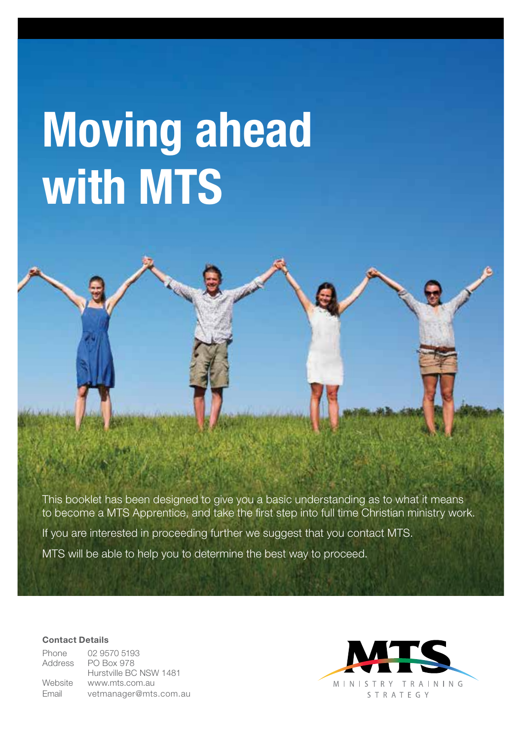# Moving ahead with MTS

This booklet has been designed to give you a basic understanding as to what it means to become a MTS Apprentice, and take the first step into full time Christian ministry work.

If you are interested in proceeding further we suggest that you contact MTS.

MTS will be able to help you to determine the best way to proceed.

**Contact Details**

| | |
|---|---|
| Phone | 02 9570 5193 |
| Address | PO Box 978<br>Hurstville BC NSW 1481 |
| Website | www.mts.com.au |
| Email | vetmanager@mts.com.au |

MTS
MINISTRY TRAINING STRATEGY